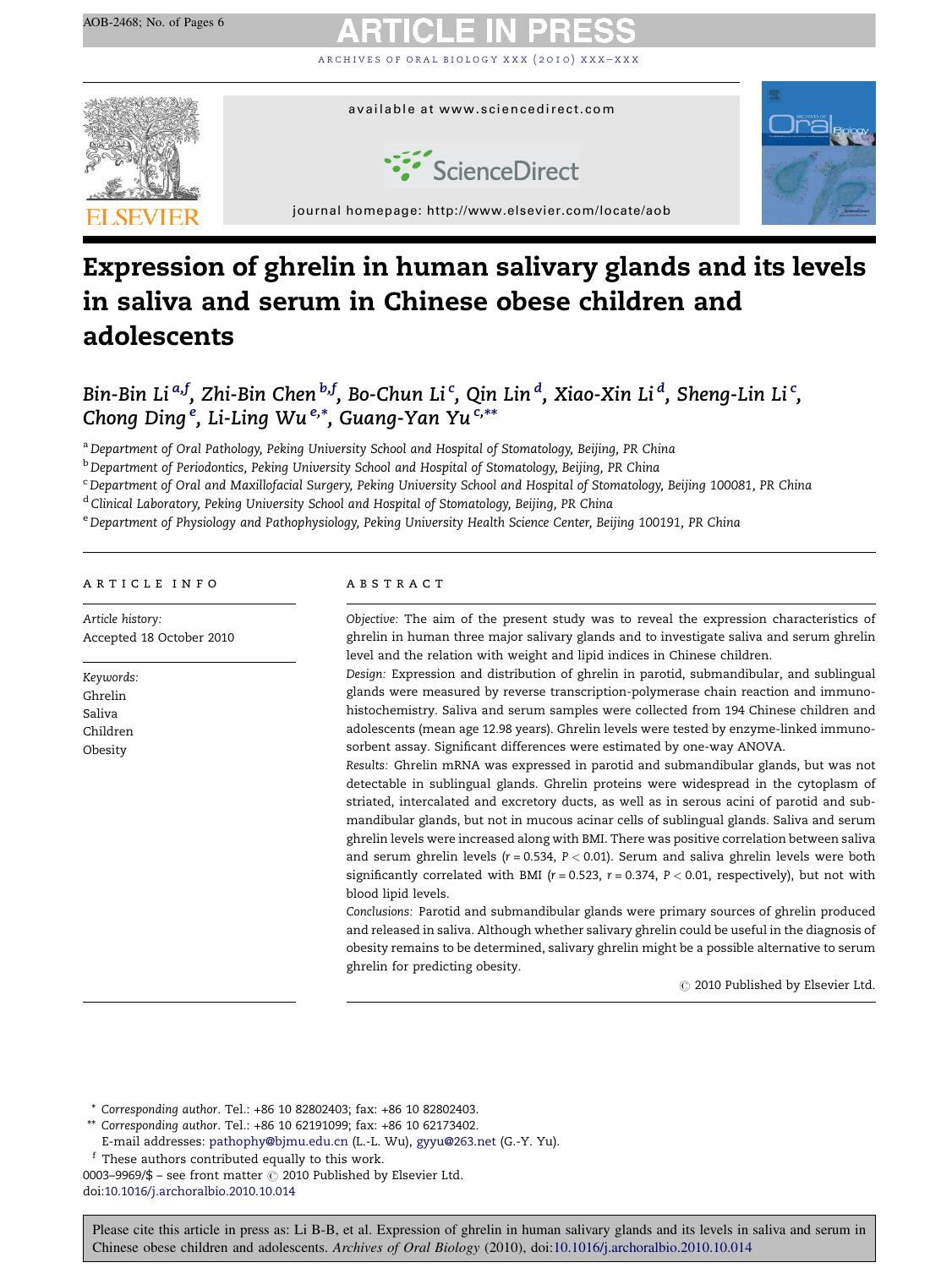# Expression of ghrelin in human salivary glands and its levels in saliva and serum in Chinese obese children and adolescents

Bin-Bin Li[a,f], Zhi-Bin Chen[b,f], Bo-Chun Li[c], Qin Lin[d], Xiao-Xin Li[d], Sheng-Lin Li[c], Chong Ding[e], Li-Ling Wu[e,*], Guang-Yan Yu[c,**]

[a] Department of Oral Pathology, Peking University School and Hospital of Stomatology, Beijing, PR China
[b] Department of Periodontics, Peking University School and Hospital of Stomatology, Beijing, PR China
[c] Department of Oral and Maxillofacial Surgery, Peking University School and Hospital of Stomatology, Beijing 100081, PR China
[d] Clinical Laboratory, Peking University School and Hospital of Stomatology, Beijing, PR China
[e] Department of Physiology and Pathophysiology, Peking University Health Science Center, Beijing 100191, PR China

## ARTICLE INFO

*Article history:*
Accepted 18 October 2010

*Keywords:*
Ghrelin
Saliva
Children
Obesity

## ABSTRACT

*Objective:* The aim of the present study was to reveal the expression characteristics of ghrelin in human three major salivary glands and to investigate saliva and serum ghrelin level and the relation with weight and lipid indices in Chinese children.

*Design:* Expression and distribution of ghrelin in parotid, submandibular, and sublingual glands were measured by reverse transcription-polymerase chain reaction and immunohistochemistry. Saliva and serum samples were collected from 194 Chinese children and adolescents (mean age 12.98 years). Ghrelin levels were tested by enzyme-linked immunosorbent assay. Significant differences were estimated by one-way ANOVA.

*Results:* Ghrelin mRNA was expressed in parotid and submandibular glands, but was not detectable in sublingual glands. Ghrelin proteins were widespread in the cytoplasm of striated, intercalated and excretory ducts, as well as in serous acini of parotid and submandibular glands, but not in mucous acinar cells of sublingual glands. Saliva and serum ghrelin levels were increased along with BMI. There was positive correlation between saliva and serum ghrelin levels ($r = 0.534$, $P < 0.01$). Serum and saliva ghrelin levels were both significantly correlated with BMI ($r = 0.523$, $r = 0.374$, $P < 0.01$, respectively), but not with blood lipid levels.

*Conclusions:* Parotid and submandibular glands were primary sources of ghrelin produced and released in saliva. Although whether salivary ghrelin could be useful in the diagnosis of obesity remains to be determined, salivary ghrelin might be a possible alternative to serum ghrelin for predicting obesity.

© 2010 Published by Elsevier Ltd.

\* Corresponding author. Tel.: +86 10 82802403; fax: +86 10 82802403.
\*\* Corresponding author. Tel.: +86 10 62191099; fax: +86 10 62173402.
E-mail addresses: pathophy@bjmu.edu.cn (L.-L. Wu), gyyu@263.net (G.-Y. Yu).
[f] These authors contributed equally to this work.
0003–9969/$ – see front matter © 2010 Published by Elsevier Ltd.
doi:10.1016/j.archoralbio.2010.10.014

Please cite this article in press as: Li B-B, et al. Expression of ghrelin in human salivary glands and its levels in saliva and serum in Chinese obese children and adolescents. *Archives of Oral Biology* (2010), doi:10.1016/j.archoralbio.2010.10.014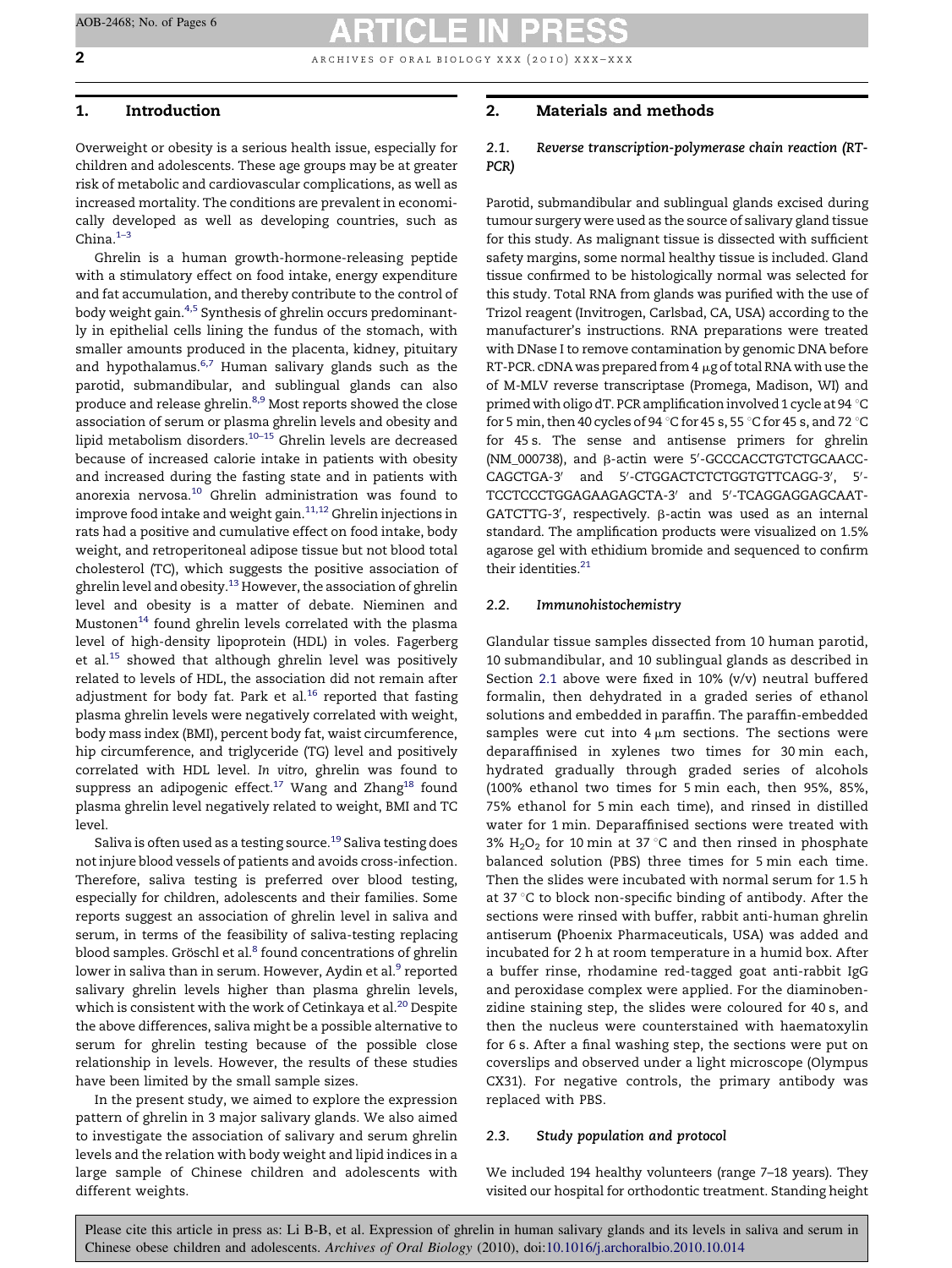## 1. Introduction

Overweight or obesity is a serious health issue, especially for children and adolescents. These age groups may be at greater risk of metabolic and cardiovascular complications, as well as increased mortality. The conditions are prevalent in economically developed as well as developing countries, such as China.[1–3]

Ghrelin is a human growth-hormone-releasing peptide with a stimulatory effect on food intake, energy expenditure and fat accumulation, and thereby contribute to the control of body weight gain.[4,5] Synthesis of ghrelin occurs predominantly in epithelial cells lining the fundus of the stomach, with smaller amounts produced in the placenta, kidney, pituitary and hypothalamus.[6,7] Human salivary glands such as the parotid, submandibular, and sublingual glands can also produce and release ghrelin.[8,9] Most reports showed the close association of serum or plasma ghrelin levels and obesity and lipid metabolism disorders.[10–15] Ghrelin levels are decreased because of increased calorie intake in patients with obesity and increased during the fasting state and in patients with anorexia nervosa.[10] Ghrelin administration was found to improve food intake and weight gain.[11,12] Ghrelin injections in rats had a positive and cumulative effect on food intake, body weight, and retroperitoneal adipose tissue but not blood total cholesterol (TC), which suggests the positive association of ghrelin level and obesity.[13] However, the association of ghrelin level and obesity is a matter of debate. Nieminen and Mustonen[14] found ghrelin levels correlated with the plasma level of high-density lipoprotein (HDL) in voles. Fagerberg et al.[15] showed that although ghrelin level was positively related to levels of HDL, the association did not remain after adjustment for body fat. Park et al.[16] reported that fasting plasma ghrelin levels were negatively correlated with weight, body mass index (BMI), percent body fat, waist circumference, hip circumference, and triglyceride (TG) level and positively correlated with HDL level. *In vitro*, ghrelin was found to suppress an adipogenic effect.[17] Wang and Zhang[18] found plasma ghrelin level negatively related to weight, BMI and TC level.

Saliva is often used as a testing source.[19] Saliva testing does not injure blood vessels of patients and avoids cross-infection. Therefore, saliva testing is preferred over blood testing, especially for children, adolescents and their families. Some reports suggest an association of ghrelin level in saliva and serum, in terms of the feasibility of saliva-testing replacing blood samples. Gröschl et al.[8] found concentrations of ghrelin lower in saliva than in serum. However, Aydin et al.[9] reported salivary ghrelin levels higher than plasma ghrelin levels, which is consistent with the work of Cetinkaya et al.[20] Despite the above differences, saliva might be a possible alternative to serum for ghrelin testing because of the possible close relationship in levels. However, the results of these studies have been limited by the small sample sizes.

In the present study, we aimed to explore the expression pattern of ghrelin in 3 major salivary glands. We also aimed to investigate the association of salivary and serum ghrelin levels and the relation with body weight and lipid indices in a large sample of Chinese children and adolescents with different weights.

## 2. Materials and methods

### 2.1. Reverse transcription-polymerase chain reaction (RT-PCR)

Parotid, submandibular and sublingual glands excised during tumour surgery were used as the source of salivary gland tissue for this study. As malignant tissue is dissected with sufficient safety margins, some normal healthy tissue is included. Gland tissue confirmed to be histologically normal was selected for this study. Total RNA from glands was purified with the use of Trizol reagent (Invitrogen, Carlsbad, CA, USA) according to the manufacturer's instructions. RNA preparations were treated with DNase I to remove contamination by genomic DNA before RT-PCR. cDNA was prepared from 4 μg of total RNA with use the of M-MLV reverse transcriptase (Promega, Madison, WI) and primed with oligo dT. PCR amplification involved 1 cycle at 94 °C for 5 min, then 40 cycles of 94 °C for 45 s, 55 °C for 45 s, and 72 °C for 45 s. The sense and antisense primers for ghrelin (NM_000738), and β-actin were 5′-GCCCACCTGTCTGCAACC-CAGCTGA-3′ and 5′-CTGGACTCTCTGGTGTTCAGG-3′, 5′-TCCTCCCTGGAGAAGAGCTA-3′ and 5′-TCAGGAGGAGCAAT-GATCTTG-3′, respectively. β-actin was used as an internal standard. The amplification products were visualized on 1.5% agarose gel with ethidium bromide and sequenced to confirm their identities.[21]

### 2.2. Immunohistochemistry

Glandular tissue samples dissected from 10 human parotid, 10 submandibular, and 10 sublingual glands as described in Section 2.1 above were fixed in 10% (v/v) neutral buffered formalin, then dehydrated in a graded series of ethanol solutions and embedded in paraffin. The paraffin-embedded samples were cut into 4 μm sections. The sections were deparaffinised in xylenes two times for 30 min each, hydrated gradually through graded series of alcohols (100% ethanol two times for 5 min each, then 95%, 85%, 75% ethanol for 5 min each time), and rinsed in distilled water for 1 min. Deparaffinised sections were treated with 3% $H_2O_2$ for 10 min at 37 °C and then rinsed in phosphate balanced solution (PBS) three times for 5 min each time. Then the slides were incubated with normal serum for 1.5 h at 37 °C to block non-specific binding of antibody. After the sections were rinsed with buffer, rabbit anti-human ghrelin antiserum (Phoenix Pharmaceuticals, USA) was added and incubated for 2 h at room temperature in a humid box. After a buffer rinse, rhodamine red-tagged goat anti-rabbit IgG and peroxidase complex were applied. For the diaminobenzidine staining step, the slides were coloured for 40 s, and then the nucleus were counterstained with haematoxylin for 6 s. After a final washing step, the sections were put on coverslips and observed under a light microscope (Olympus CX31). For negative controls, the primary antibody was replaced with PBS.

### 2.3. Study population and protocol

We included 194 healthy volunteers (range 7–18 years). They visited our hospital for orthodontic treatment. Standing height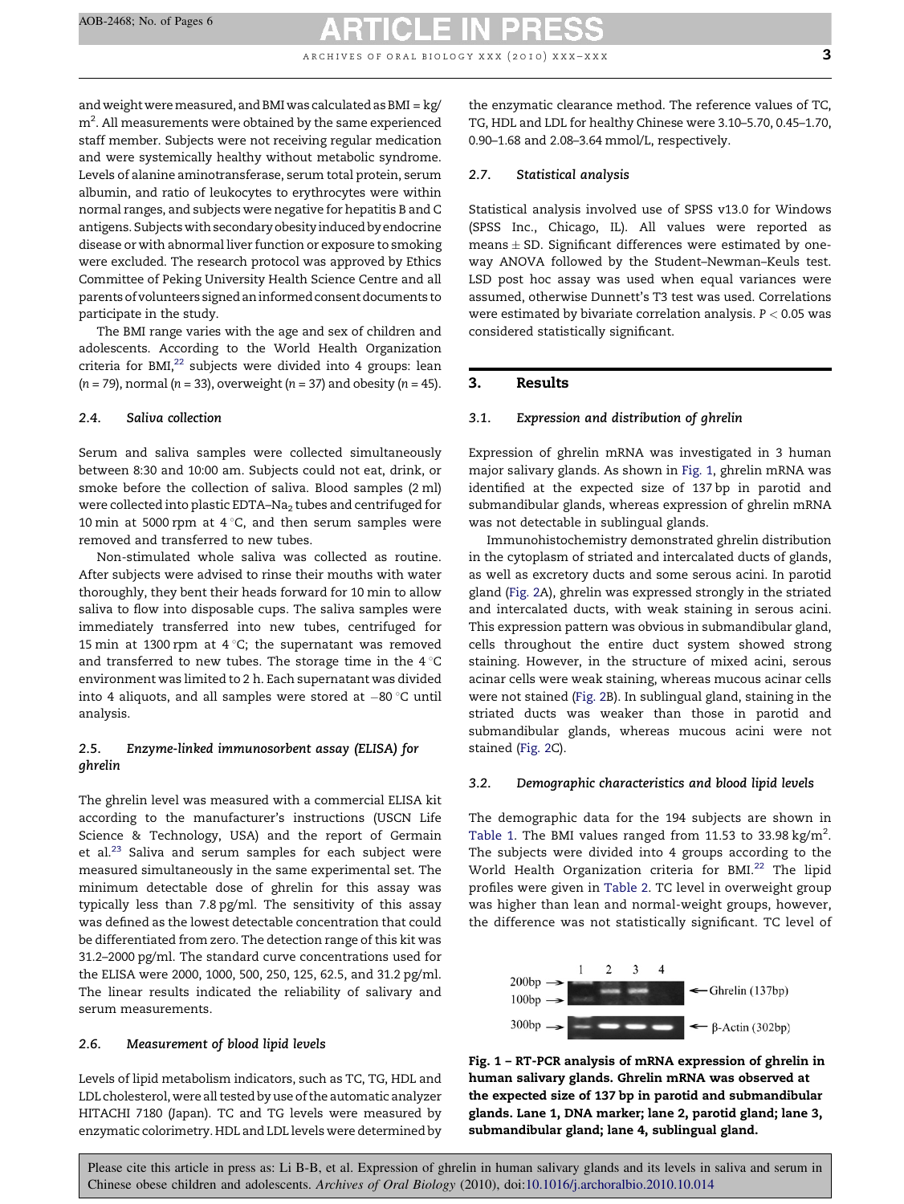and weight were measured, and BMI was calculated as BMI = $kg/m^2$. All measurements were obtained by the same experienced staff member. Subjects were not receiving regular medication and were systemically healthy without metabolic syndrome. Levels of alanine aminotransferase, serum total protein, serum albumin, and ratio of leukocytes to erythrocytes were within normal ranges, and subjects were negative for hepatitis B and C antigens. Subjects with secondary obesity induced by endocrine disease or with abnormal liver function or exposure to smoking were excluded. The research protocol was approved by Ethics Committee of Peking University Health Science Centre and all parents of volunteers signed an informed consent documents to participate in the study.

The BMI range varies with the age and sex of children and adolescents. According to the World Health Organization criteria for BMI,[22] subjects were divided into 4 groups: lean ($n$ = 79), normal ($n$ = 33), overweight ($n$ = 37) and obesity ($n$ = 45).

### 2.4. Saliva collection

Serum and saliva samples were collected simultaneously between 8:30 and 10:00 am. Subjects could not eat, drink, or smoke before the collection of saliva. Blood samples (2 ml) were collected into plastic EDTA–$Na_2$ tubes and centrifuged for 10 min at 5000 rpm at 4 °C, and then serum samples were removed and transferred to new tubes.

Non-stimulated whole saliva was collected as routine. After subjects were advised to rinse their mouths with water thoroughly, they bent their heads forward for 10 min to allow saliva to flow into disposable cups. The saliva samples were immediately transferred into new tubes, centrifuged for 15 min at 1300 rpm at 4 °C; the supernatant was removed and transferred to new tubes. The storage time in the 4 °C environment was limited to 2 h. Each supernatant was divided into 4 aliquots, and all samples were stored at −80 °C until analysis.

### 2.5. Enzyme-linked immunosorbent assay (ELISA) for ghrelin

The ghrelin level was measured with a commercial ELISA kit according to the manufacturer's instructions (USCN Life Science & Technology, USA) and the report of Germain et al.[23] Saliva and serum samples for each subject were measured simultaneously in the same experimental set. The minimum detectable dose of ghrelin for this assay was typically less than 7.8 pg/ml. The sensitivity of this assay was defined as the lowest detectable concentration that could be differentiated from zero. The detection range of this kit was 31.2–2000 pg/ml. The standard curve concentrations used for the ELISA were 2000, 1000, 500, 250, 125, 62.5, and 31.2 pg/ml. The linear results indicated the reliability of salivary and serum measurements.

### 2.6. Measurement of blood lipid levels

Levels of lipid metabolism indicators, such as TC, TG, HDL and LDL cholesterol, were all tested by use of the automatic analyzer HITACHI 7180 (Japan). TC and TG levels were measured by enzymatic colorimetry. HDL and LDL levels were determined by the enzymatic clearance method. The reference values of TC, TG, HDL and LDL for healthy Chinese were 3.10–5.70, 0.45–1.70, 0.90–1.68 and 2.08–3.64 mmol/L, respectively.

### 2.7. Statistical analysis

Statistical analysis involved use of SPSS v13.0 for Windows (SPSS Inc., Chicago, IL). All values were reported as means ± SD. Significant differences were estimated by one-way ANOVA followed by the Student–Newman–Keuls test. LSD post hoc assay was used when equal variances were assumed, otherwise Dunnett's T3 test was used. Correlations were estimated by bivariate correlation analysis. $P < 0.05$ was considered statistically significant.

## 3. Results

### 3.1. Expression and distribution of ghrelin

Expression of ghrelin mRNA was investigated in 3 human major salivary glands. As shown in Fig. 1, ghrelin mRNA was identified at the expected size of 137 bp in parotid and submandibular glands, whereas expression of ghrelin mRNA was not detectable in sublingual glands.

Immunohistochemistry demonstrated ghrelin distribution in the cytoplasm of striated and intercalated ducts of glands, as well as excretory ducts and some serous acini. In parotid gland (Fig. 2A), ghrelin was expressed strongly in the striated and intercalated ducts, with weak staining in serous acini. This expression pattern was obvious in submandibular gland, cells throughout the entire duct system showed strong staining. However, in the structure of mixed acini, serous acinar cells were weak staining, whereas mucous acinar cells were not stained (Fig. 2B). In sublingual gland, staining in the striated ducts was weaker than those in parotid and submandibular glands, whereas mucous acini were not stained (Fig. 2C).

### 3.2. Demographic characteristics and blood lipid levels

The demographic data for the 194 subjects are shown in Table 1. The BMI values ranged from 11.53 to 33.98 $kg/m^2$. The subjects were divided into 4 groups according to the World Health Organization criteria for BMI.[22] The lipid profiles were given in Table 2. TC level in overweight group was higher than lean and normal-weight groups, however, the difference was not statistically significant. TC level of

**Fig. 1 – RT-PCR analysis of mRNA expression of ghrelin in human salivary glands. Ghrelin mRNA was observed at the expected size of 137 bp in parotid and submandibular glands. Lane 1, DNA marker; lane 2, parotid gland; lane 3, submandibular gland; lane 4, sublingual gland.**

Please cite this article in press as: Li B-B, et al. Expression of ghrelin in human salivary glands and its levels in saliva and serum in Chinese obese children and adolescents. *Archives of Oral Biology* (2010), doi:10.1016/j.archoralbio.2010.10.014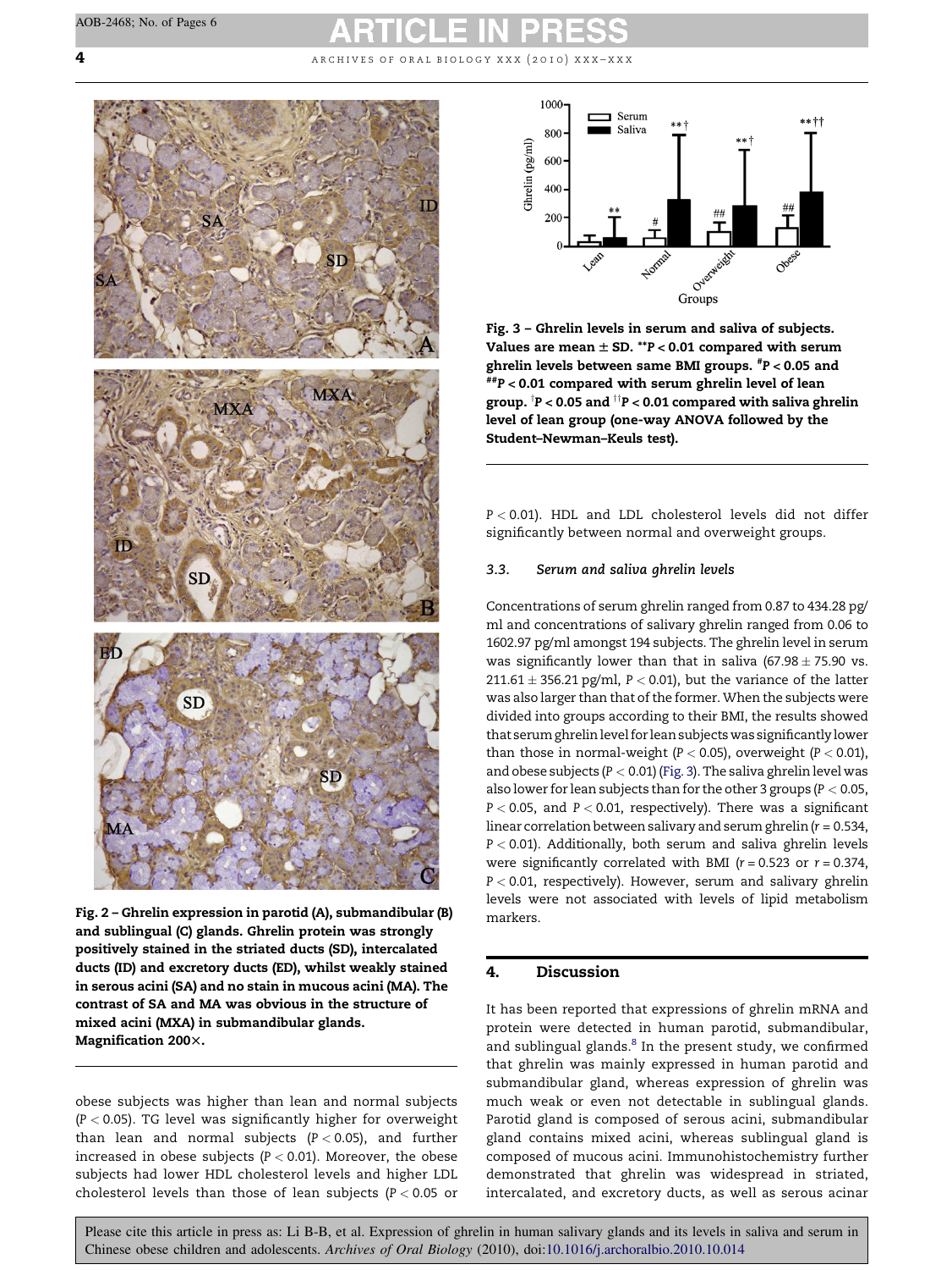Fig. 2 – Ghrelin expression in parotid (A), submandibular (B) and sublingual (C) glands. Ghrelin protein was strongly positively stained in the striated ducts (SD), intercalated ducts (ID) and excretory ducts (ED), whilst weakly stained in serous acini (SA) and no stain in mucous acini (MA). The contrast of SA and MA was obvious in the structure of mixed acini (MXA) in submandibular glands. Magnification 200×.

obese subjects was higher than lean and normal subjects ($P < 0.05$). TG level was significantly higher for overweight than lean and normal subjects ($P < 0.05$), and further increased in obese subjects ($P < 0.01$). Moreover, the obese subjects had lower HDL cholesterol levels and higher LDL cholesterol levels than those of lean subjects ($P < 0.05$ or $P < 0.01$). HDL and LDL cholesterol levels did not differ significantly between normal and overweight groups.

Fig. 3 – Ghrelin levels in serum and saliva of subjects. Values are mean ± SD. $^{**}P < 0.01$ compared with serum ghrelin levels between same BMI groups. $^{\#}P < 0.05$ and $^{\#\#}P < 0.01$ compared with serum ghrelin level of lean group. $^{\dagger}P < 0.05$ and $^{\dagger\dagger}P < 0.01$ compared with saliva ghrelin level of lean group (one-way ANOVA followed by the Student–Newman–Keuls test).

### 3.3. Serum and saliva ghrelin levels

Concentrations of serum ghrelin ranged from 0.87 to 434.28 pg/ml and concentrations of salivary ghrelin ranged from 0.06 to 1602.97 pg/ml amongst 194 subjects. The ghrelin level in serum was significantly lower than that in saliva (67.98 ± 75.90 vs. 211.61 ± 356.21 pg/ml, $P < 0.01$), but the variance of the latter was also larger than that of the former. When the subjects were divided into groups according to their BMI, the results showed that serum ghrelin level for lean subjects was significantly lower than those in normal-weight ($P < 0.05$), overweight ($P < 0.01$), and obese subjects ($P < 0.01$) (Fig. 3). The saliva ghrelin level was also lower for lean subjects than for the other 3 groups ($P < 0.05$, $P < 0.05$, and $P < 0.01$, respectively). There was a significant linear correlation between salivary and serum ghrelin ($r = 0.534$, $P < 0.01$). Additionally, both serum and saliva ghrelin levels were significantly correlated with BMI ($r = 0.523$ or $r = 0.374$, $P < 0.01$, respectively). However, serum and salivary ghrelin levels were not associated with levels of lipid metabolism markers.

## 4. Discussion

It has been reported that expressions of ghrelin mRNA and protein were detected in human parotid, submandibular, and sublingual glands.[8] In the present study, we confirmed that ghrelin was mainly expressed in human parotid and submandibular gland, whereas expression of ghrelin was much weak or even not detectable in sublingual glands. Parotid gland is composed of serous acini, submandibular gland contains mixed acini, whereas sublingual gland is composed of mucous acini. Immunohistochemistry further demonstrated that ghrelin was widespread in striated, intercalated, and excretory ducts, as well as serous acinar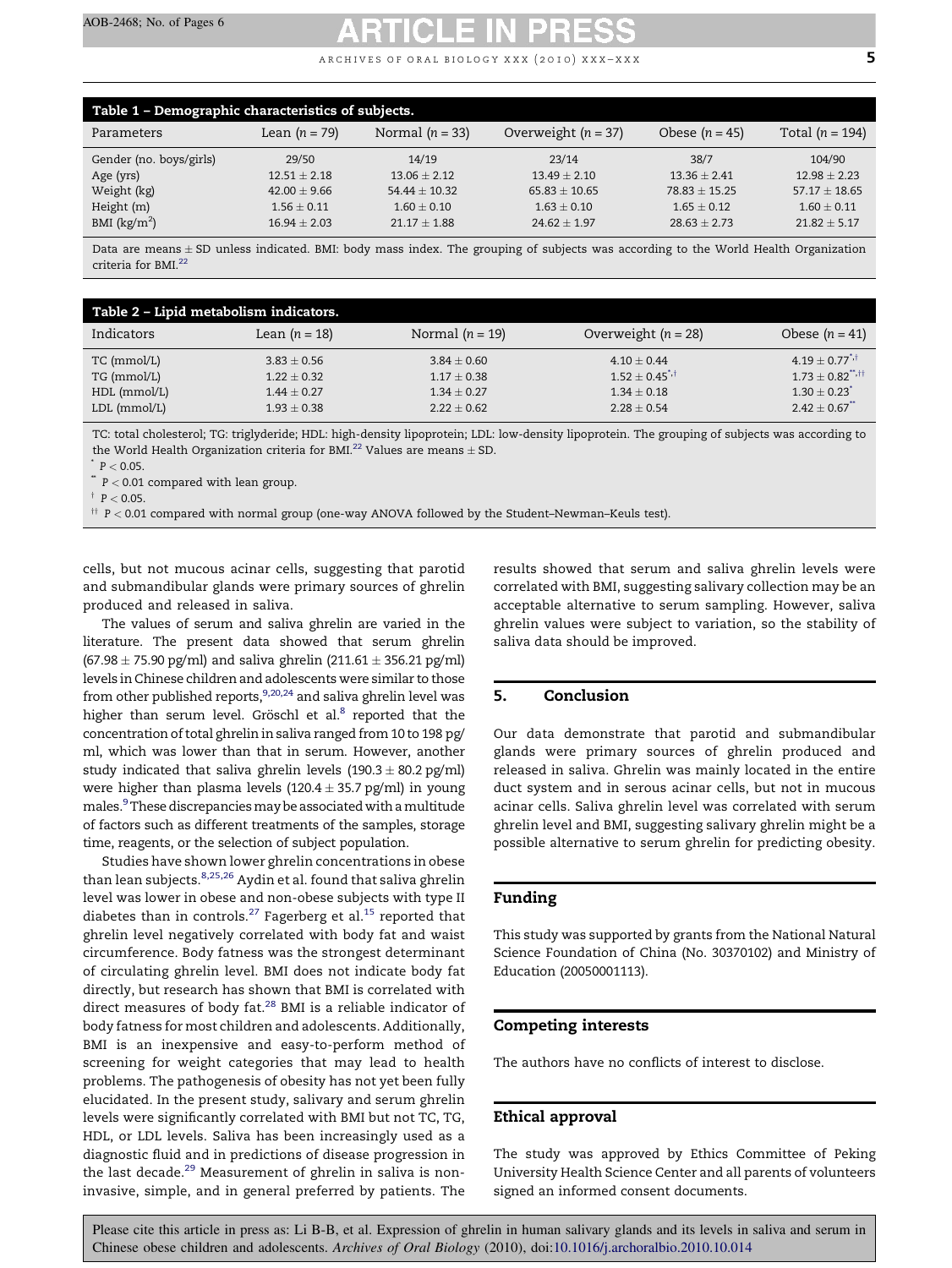**Table 1 – Demographic characteristics of subjects.**

| Parameters | Lean (n = 79) | Normal (n = 33) | Overweight (n = 37) | Obese (n = 45) | Total (n = 194) |
|---|---|---|---|---|---|
| Gender (no. boys/girls) | 29/50 | 14/19 | 23/14 | 38/7 | 104/90 |
| Age (yrs) | 12.51 ± 2.18 | 13.06 ± 2.12 | 13.49 ± 2.10 | 13.36 ± 2.41 | 12.98 ± 2.23 |
| Weight (kg) | 42.00 ± 9.66 | 54.44 ± 10.32 | 65.83 ± 10.65 | 78.83 ± 15.25 | 57.17 ± 18.65 |
| Height (m) | 1.56 ± 0.11 | 1.60 ± 0.10 | 1.63 ± 0.10 | 1.65 ± 0.12 | 1.60 ± 0.11 |
| BMI ($kg/m^2$) | 16.94 ± 2.03 | 21.17 ± 1.88 | 24.62 ± 1.97 | 28.63 ± 2.73 | 21.82 ± 5.17 |

Data are means ± SD unless indicated. BMI: body mass index. The grouping of subjects was according to the World Health Organization criteria for BMI.[22]

**Table 2 – Lipid metabolism indicators.**

| Indicators | Lean (n = 18) | Normal (n = 19) | Overweight (n = 28) | Obese (n = 41) |
|---|---|---|---|---|
| TC (mmol/L) | 3.83 ± 0.56 | 3.84 ± 0.60 | 4.10 ± 0.44 | 4.19 ± 0.77[*,†] |
| TG (mmol/L) | 1.22 ± 0.32 | 1.17 ± 0.38 | 1.52 ± 0.45[*,†] | 1.73 ± 0.82[**,††] |
| HDL (mmol/L) | 1.44 ± 0.27 | 1.34 ± 0.27 | 1.34 ± 0.18 | 1.30 ± 0.23[*] |
| LDL (mmol/L) | 1.93 ± 0.38 | 2.22 ± 0.62 | 2.28 ± 0.54 | 2.42 ± 0.67[**] |

TC: total cholesterol; TG: triglyderide; HDL: high-density lipoprotein; LDL: low-density lipoprotein. The grouping of subjects was according to the World Health Organization criteria for BMI.[22] Values are means ± SD.

[*] $P < 0.05$.

[**] $P < 0.01$ compared with lean group.

[†] $P < 0.05$.

[††] $P < 0.01$ compared with normal group (one-way ANOVA followed by the Student–Newman–Keuls test).

cells, but not mucous acinar cells, suggesting that parotid and submandibular glands were primary sources of ghrelin produced and released in saliva.

The values of serum and saliva ghrelin are varied in the literature. The present data showed that serum ghrelin (67.98 ± 75.90 pg/ml) and saliva ghrelin (211.61 ± 356.21 pg/ml) levels in Chinese children and adolescents were similar to those from other published reports,[9,20,24] and saliva ghrelin level was higher than serum level. Gröschl et al.[8] reported that the concentration of total ghrelin in saliva ranged from 10 to 198 pg/ml, which was lower than that in serum. However, another study indicated that saliva ghrelin levels (190.3 ± 80.2 pg/ml) were higher than plasma levels (120.4 ± 35.7 pg/ml) in young males.[9] These discrepancies may be associated with a multitude of factors such as different treatments of the samples, storage time, reagents, or the selection of subject population.

Studies have shown lower ghrelin concentrations in obese than lean subjects.[8,25,26] Aydin et al. found that saliva ghrelin level was lower in obese and non-obese subjects with type II diabetes than in controls.[27] Fagerberg et al.[15] reported that ghrelin level negatively correlated with body fat and waist circumference. Body fatness was the strongest determinant of circulating ghrelin level. BMI does not indicate body fat directly, but research has shown that BMI is correlated with direct measures of body fat.[28] BMI is a reliable indicator of body fatness for most children and adolescents. Additionally, BMI is an inexpensive and easy-to-perform method of screening for weight categories that may lead to health problems. The pathogenesis of obesity has not yet been fully elucidated. In the present study, salivary and serum ghrelin levels were significantly correlated with BMI but not TC, TG, HDL, or LDL levels. Saliva has been increasingly used as a diagnostic fluid and in predictions of disease progression in the last decade.[29] Measurement of ghrelin in saliva is non-invasive, simple, and in general preferred by patients. The results showed that serum and saliva ghrelin levels were correlated with BMI, suggesting salivary collection may be an acceptable alternative to serum sampling. However, saliva ghrelin values were subject to variation, so the stability of saliva data should be improved.

## 5. Conclusion

Our data demonstrate that parotid and submandibular glands were primary sources of ghrelin produced and released in saliva. Ghrelin was mainly located in the entire duct system and in serous acinar cells, but not in mucous acinar cells. Saliva ghrelin level was correlated with serum ghrelin level and BMI, suggesting salivary ghrelin might be a possible alternative to serum ghrelin for predicting obesity.

## Funding

This study was supported by grants from the National Natural Science Foundation of China (No. 30370102) and Ministry of Education (20050001113).

## Competing interests

The authors have no conflicts of interest to disclose.

## Ethical approval

The study was approved by Ethics Committee of Peking University Health Science Center and all parents of volunteers signed an informed consent documents.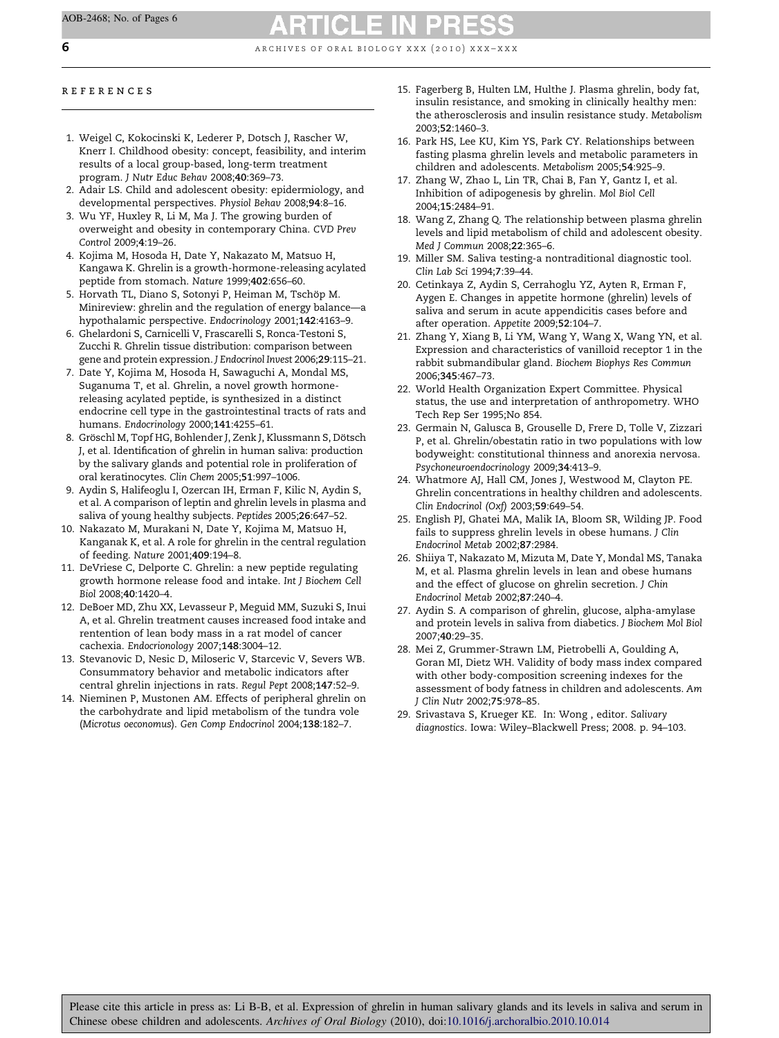## REFERENCES

1. Weigel C, Kokocinski K, Lederer P, Dotsch J, Rascher W, Knerr I. Childhood obesity: concept, feasibility, and interim results of a local group-based, long-term treatment program. *J Nutr Educ Behav* 2008;**40**:369–73.
2. Adair LS. Child and adolescent obesity: epidermiology, and developmental perspectives. *Physiol Behav* 2008;**94**:8–16.
3. Wu YF, Huxley R, Li M, Ma J. The growing burden of overweight and obesity in contemporary China. *CVD Prev Control* 2009;**4**:19–26.
4. Kojima M, Hosoda H, Date Y, Nakazato M, Matsuo H, Kangawa K. Ghrelin is a growth-hormone-releasing acylated peptide from stomach. *Nature* 1999;**402**:656–60.
5. Horvath TL, Diano S, Sotonyi P, Heiman M, Tschöp M. Minireview: ghrelin and the regulation of energy balance—a hypothalamic perspective. *Endocrinology* 2001;**142**:4163–9.
6. Ghelardoni S, Carnicelli V, Frascarelli S, Ronca-Testoni S, Zucchi R. Ghrelin tissue distribution: comparison between gene and protein expression. *J Endocrinol Invest* 2006;**29**:115–21.
7. Date Y, Kojima M, Hosoda H, Sawaguchi A, Mondal MS, Suganuma T, et al. Ghrelin, a novel growth hormone-releasing acylated peptide, is synthesized in a distinct endocrine cell type in the gastrointestinal tracts of rats and humans. *Endocrinology* 2000;**141**:4255–61.
8. Gröschl M, Topf HG, Bohlender J, Zenk J, Klussmann S, Dötsch J, et al. Identification of ghrelin in human saliva: production by the salivary glands and potential role in proliferation of oral keratinocytes. *Clin Chem* 2005;**51**:997–1006.
9. Aydin S, Halifeoglu I, Ozercan IH, Erman F, Kilic N, Aydin S, et al. A comparison of leptin and ghrelin levels in plasma and saliva of young healthy subjects. *Peptides* 2005;**26**:647–52.
10. Nakazato M, Murakani N, Date Y, Kojima M, Matsuo H, Kanganak K, et al. A role for ghrelin in the central regulation of feeding. *Nature* 2001;**409**:194–8.
11. DeVriese C, Delporte C. Ghrelin: a new peptide regulating growth hormone release food and intake. *Int J Biochem Cell Biol* 2008;**40**:1420–4.
12. DeBoer MD, Zhu XX, Levasseur P, Meguid MM, Suzuki S, Inui A, et al. Ghrelin treatment causes increased food intake and rentention of lean body mass in a rat model of cancer cachexia. *Endocrionology* 2007;**148**:3004–12.
13. Stevanovic D, Nesic D, Miloseric V, Starcevic V, Severs WB. Consummatory behavior and metabolic indicators after central ghrelin injections in rats. *Regul Pept* 2008;**147**:52–9.
14. Nieminen P, Mustonen AM. Effects of peripheral ghrelin on the carbohydrate and lipid metabolism of the tundra vole (*Microtus oeconomus*). *Gen Comp Endocrinol* 2004;**138**:182–7.
15. Fagerberg B, Hulten LM, Hulthe J. Plasma ghrelin, body fat, insulin resistance, and smoking in clinically healthy men: the atherosclerosis and insulin resistance study. *Metabolism* 2003;**52**:1460–3.
16. Park HS, Lee KU, Kim YS, Park CY. Relationships between fasting plasma ghrelin levels and metabolic parameters in children and adolescents. *Metabolism* 2005;**54**:925–9.
17. Zhang W, Zhao L, Lin TR, Chai B, Fan Y, Gantz I, et al. Inhibition of adipogenesis by ghrelin. *Mol Biol Cell* 2004;**15**:2484–91.
18. Wang Z, Zhang Q. The relationship between plasma ghrelin levels and lipid metabolism of child and adolescent obesity. *Med J Commun* 2008;**22**:365–6.
19. Miller SM. Saliva testing-a nontraditional diagnostic tool. *Clin Lab Sci* 1994;**7**:39–44.
20. Cetinkaya Z, Aydin S, Cerrahoglu YZ, Ayten R, Erman F, Aygen E. Changes in appetite hormone (ghrelin) levels of saliva and serum in acute appendicitis cases before and after operation. *Appetite* 2009;**52**:104–7.
21. Zhang Y, Xiang B, Li YM, Wang Y, Wang X, Wang YN, et al. Expression and characteristics of vanilloid receptor 1 in the rabbit submandibular gland. *Biochem Biophys Res Commun* 2006;**345**:467–73.
22. World Health Organization Expert Committee. Physical status, the use and interpretation of anthropometry. WHO Tech Rep Ser 1995;No 854.
23. Germain N, Galusca B, Grouselle D, Frere D, Tolle V, Zizzari P, et al. Ghrelin/obestatin ratio in two populations with low bodyweight: constitutional thinness and anorexia nervosa. *Psychoneuroendocrinology* 2009;**34**:413–9.
24. Whatmore AJ, Hall CM, Jones J, Westwood M, Clayton PE. Ghrelin concentrations in healthy children and adolescents. *Clin Endocrinol (Oxf)* 2003;**59**:649–54.
25. English PJ, Ghatei MA, Malik IA, Bloom SR, Wilding JP. Food fails to suppress ghrelin levels in obese humans. *J Clin Endocrinol Metab* 2002;**87**:2984.
26. Shiiya T, Nakazato M, Mizuta M, Date Y, Mondal MS, Tanaka M, et al. Plasma ghrelin levels in lean and obese humans and the effect of glucose on ghrelin secretion. *J Chin Endocrinol Metab* 2002;**87**:240–4.
27. Aydin S. A comparison of ghrelin, glucose, alpha-amylase and protein levels in saliva from diabetics. *J Biochem Mol Biol* 2007;**40**:29–35.
28. Mei Z, Grummer-Strawn LM, Pietrobelli A, Goulding A, Goran MI, Dietz WH. Validity of body mass index compared with other body-composition screening indexes for the assessment of body fatness in children and adolescents. *Am J Clin Nutr* 2002;**75**:978–85.
29. Srivastava S, Krueger KE. In: Wong , editor. *Salivary diagnostics*. Iowa: Wiley–Blackwell Press; 2008. p. 94–103.

Please cite this article in press as: Li B-B, et al. Expression of ghrelin in human salivary glands and its levels in saliva and serum in Chinese obese children and adolescents. *Archives of Oral Biology* (2010), doi:10.1016/j.archoralbio.2010.10.014